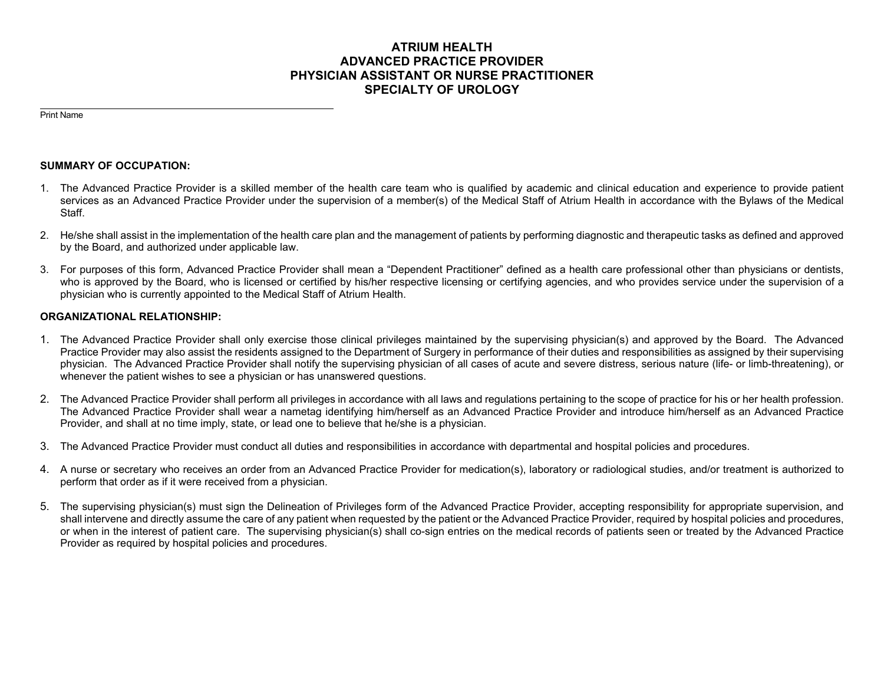# ATRIUM HEALTH
# ADVANCED PRACTICE PROVIDER
# PHYSICIAN ASSISTANT OR NURSE PRACTITIONER
# SPECIALTY OF UROLOGY

\_\_\_\_\_\_\_\_\_\_\_\_\_\_\_\_\_\_\_\_\_\_\_\_\_\_\_\_\_\_\_\_\_\_\_\_\_\_\_\_\_\_\_\_\_\_\_\_

Print Name

**SUMMARY OF OCCUPATION:**

1. The Advanced Practice Provider is a skilled member of the health care team who is qualified by academic and clinical education and experience to provide patient services as an Advanced Practice Provider under the supervision of a member(s) of the Medical Staff of Atrium Health in accordance with the Bylaws of the Medical Staff.

2. He/she shall assist in the implementation of the health care plan and the management of patients by performing diagnostic and therapeutic tasks as defined and approved by the Board, and authorized under applicable law.

3. For purposes of this form, Advanced Practice Provider shall mean a "Dependent Practitioner" defined as a health care professional other than physicians or dentists, who is approved by the Board, who is licensed or certified by his/her respective licensing or certifying agencies, and who provides service under the supervision of a physician who is currently appointed to the Medical Staff of Atrium Health.

**ORGANIZATIONAL RELATIONSHIP:**

1. The Advanced Practice Provider shall only exercise those clinical privileges maintained by the supervising physician(s) and approved by the Board. The Advanced Practice Provider may also assist the residents assigned to the Department of Surgery in performance of their duties and responsibilities as assigned by their supervising physician. The Advanced Practice Provider shall notify the supervising physician of all cases of acute and severe distress, serious nature (life- or limb-threatening), or whenever the patient wishes to see a physician or has unanswered questions.

2. The Advanced Practice Provider shall perform all privileges in accordance with all laws and regulations pertaining to the scope of practice for his or her health profession. The Advanced Practice Provider shall wear a nametag identifying him/herself as an Advanced Practice Provider and introduce him/herself as an Advanced Practice Provider, and shall at no time imply, state, or lead one to believe that he/she is a physician.

3. The Advanced Practice Provider must conduct all duties and responsibilities in accordance with departmental and hospital policies and procedures.

4. A nurse or secretary who receives an order from an Advanced Practice Provider for medication(s), laboratory or radiological studies, and/or treatment is authorized to perform that order as if it were received from a physician.

5. The supervising physician(s) must sign the Delineation of Privileges form of the Advanced Practice Provider, accepting responsibility for appropriate supervision, and shall intervene and directly assume the care of any patient when requested by the patient or the Advanced Practice Provider, required by hospital policies and procedures, or when in the interest of patient care. The supervising physician(s) shall co-sign entries on the medical records of patients seen or treated by the Advanced Practice Provider as required by hospital policies and procedures.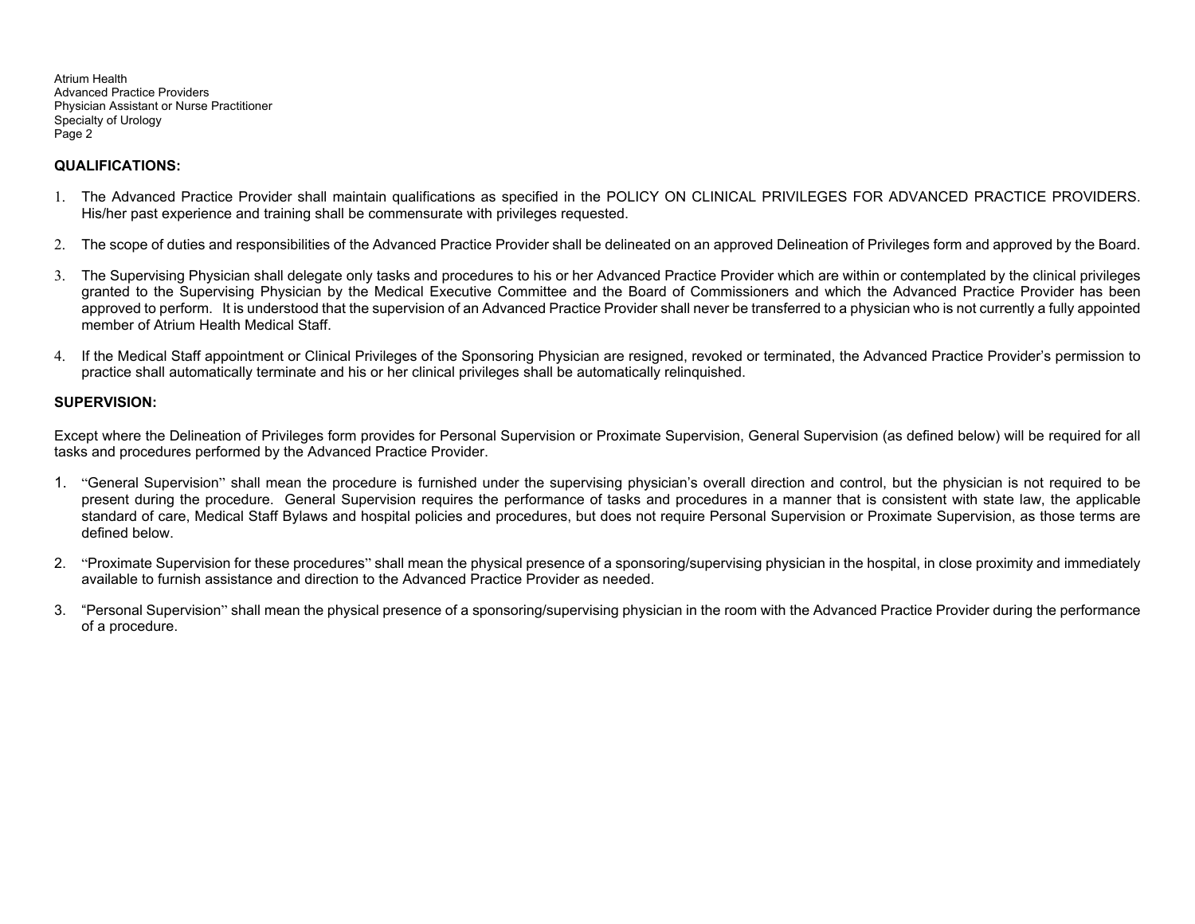## QUALIFICATIONS:

1. The Advanced Practice Provider shall maintain qualifications as specified in the POLICY ON CLINICAL PRIVILEGES FOR ADVANCED PRACTICE PROVIDERS. His/her past experience and training shall be commensurate with privileges requested.

2. The scope of duties and responsibilities of the Advanced Practice Provider shall be delineated on an approved Delineation of Privileges form and approved by the Board.

3. The Supervising Physician shall delegate only tasks and procedures to his or her Advanced Practice Provider which are within or contemplated by the clinical privileges granted to the Supervising Physician by the Medical Executive Committee and the Board of Commissioners and which the Advanced Practice Provider has been approved to perform. It is understood that the supervision of an Advanced Practice Provider shall never be transferred to a physician who is not currently a fully appointed member of Atrium Health Medical Staff.

4. If the Medical Staff appointment or Clinical Privileges of the Sponsoring Physician are resigned, revoked or terminated, the Advanced Practice Provider's permission to practice shall automatically terminate and his or her clinical privileges shall be automatically relinquished.

## SUPERVISION:

Except where the Delineation of Privileges form provides for Personal Supervision or Proximate Supervision, General Supervision (as defined below) will be required for all tasks and procedures performed by the Advanced Practice Provider.

1. "General Supervision" shall mean the procedure is furnished under the supervising physician's overall direction and control, but the physician is not required to be present during the procedure. General Supervision requires the performance of tasks and procedures in a manner that is consistent with state law, the applicable standard of care, Medical Staff Bylaws and hospital policies and procedures, but does not require Personal Supervision or Proximate Supervision, as those terms are defined below.

2. "Proximate Supervision for these procedures" shall mean the physical presence of a sponsoring/supervising physician in the hospital, in close proximity and immediately available to furnish assistance and direction to the Advanced Practice Provider as needed.

3. "Personal Supervision" shall mean the physical presence of a sponsoring/supervising physician in the room with the Advanced Practice Provider during the performance of a procedure.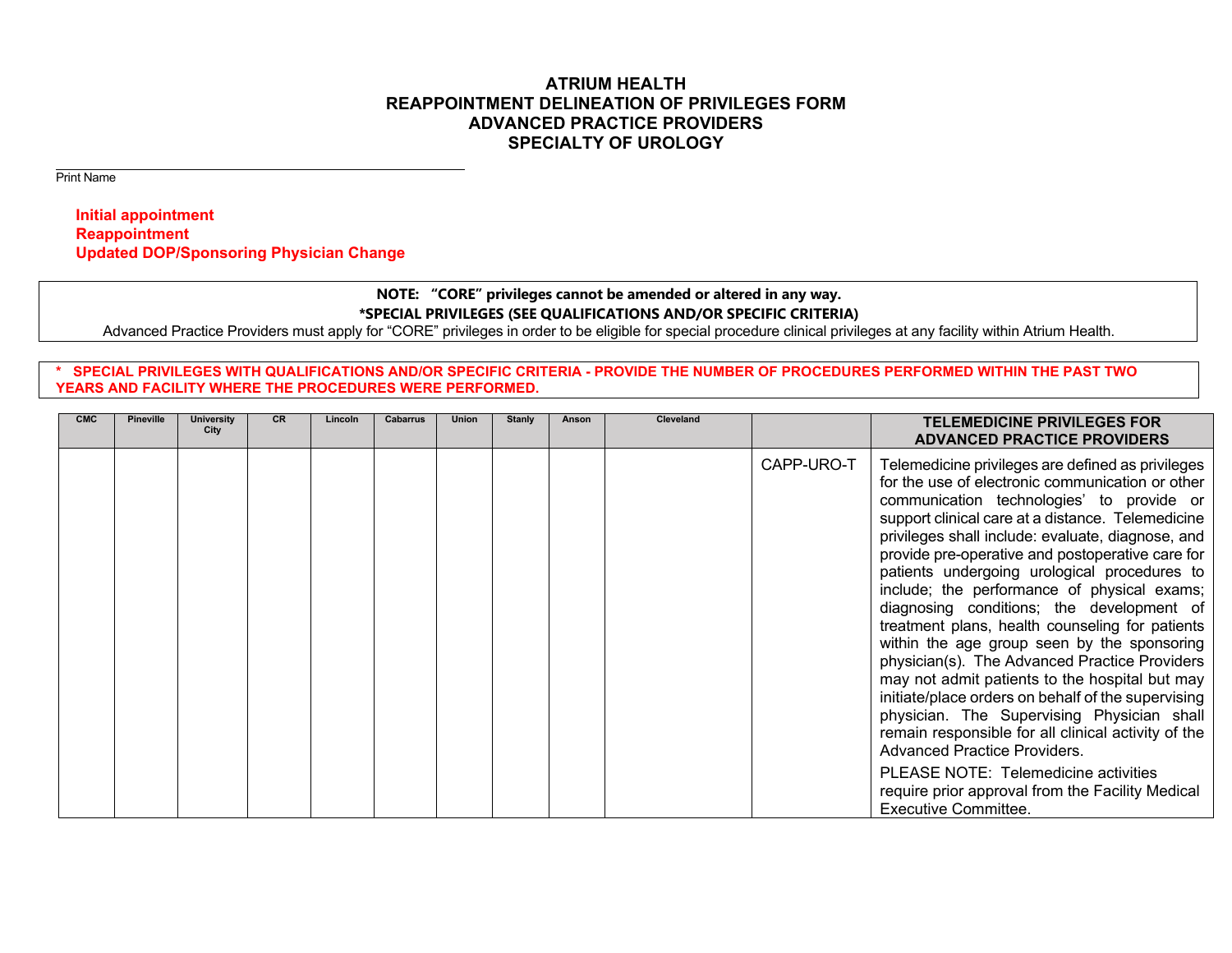# ATRIUM HEALTH
# REAPPOINTMENT DELINEATION OF PRIVILEGES FORM
# ADVANCED PRACTICE PROVIDERS
# SPECIALTY OF UROLOGY

______________________________________________
Print Name

**Initial appointment**
**Reappointment**
**Updated DOP/Sponsoring Physician Change**

**NOTE: "CORE" privileges cannot be amended or altered in any way.**
**\*SPECIAL PRIVILEGES (SEE QUALIFICATIONS AND/OR SPECIFIC CRITERIA)**
Advanced Practice Providers must apply for "CORE" privileges in order to be eligible for special procedure clinical privileges at any facility within Atrium Health.

**\* SPECIAL PRIVILEGES WITH QUALIFICATIONS AND/OR SPECIFIC CRITERIA - PROVIDE THE NUMBER OF PROCEDURES PERFORMED WITHIN THE PAST TWO YEARS AND FACILITY WHERE THE PROCEDURES WERE PERFORMED.**

| CMC | Pineville | University City | CR | Lincoln | Cabarrus | Union | Stanly | Anson | Cleveland | | TELEMEDICINE PRIVILEGES FOR ADVANCED PRACTICE PROVIDERS |
|---|---|---|---|---|---|---|---|---|---|---|---|
| | | | | | | | | | | CAPP-URO-T | Telemedicine privileges are defined as privileges for the use of electronic communication or other communication technologies' to provide or support clinical care at a distance. Telemedicine privileges shall include: evaluate, diagnose, and provide pre-operative and postoperative care for patients undergoing urological procedures to include; the performance of physical exams; diagnosing conditions; the development of treatment plans, health counseling for patients within the age group seen by the sponsoring physician(s). The Advanced Practice Providers may not admit patients to the hospital but may initiate/place orders on behalf of the supervising physician. The Supervising Physician shall remain responsible for all clinical activity of the Advanced Practice Providers.<br><br>PLEASE NOTE: Telemedicine activities require prior approval from the Facility Medical Executive Committee. |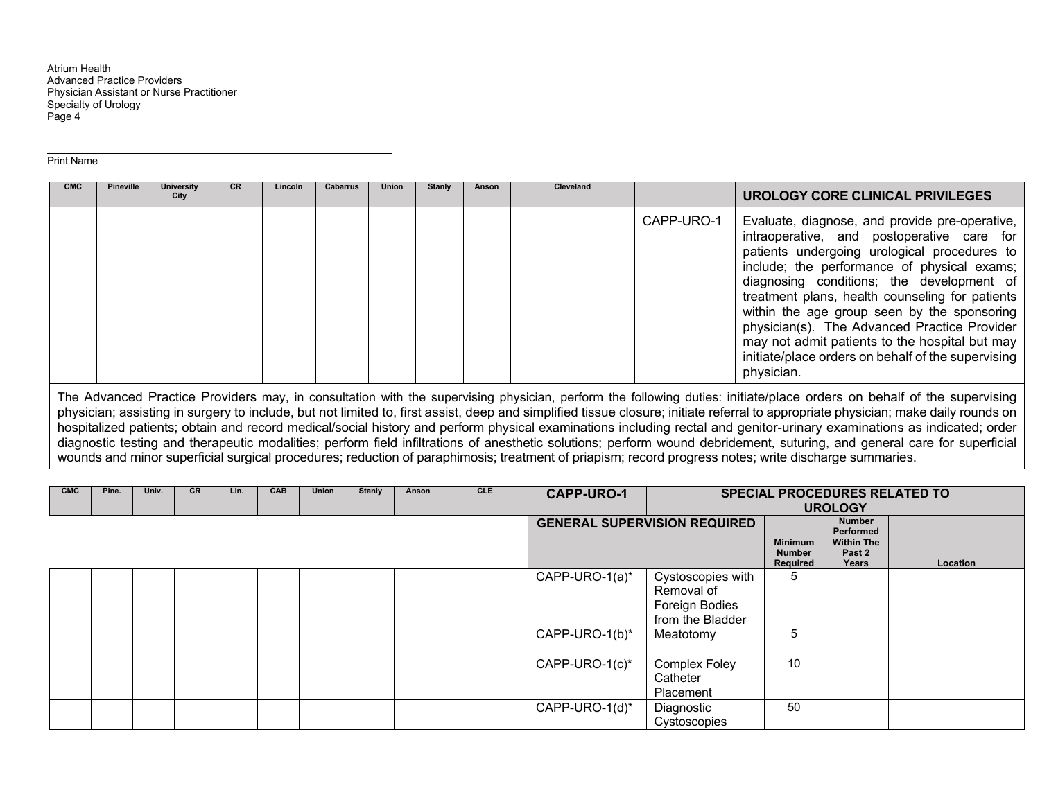Print Name

| CMC | Pineville | University City | CR | Lincoln | Cabarrus | Union | Stanly | Anson | Cleveland | | UROLOGY CORE CLINICAL PRIVILEGES |
|---|---|---|---|---|---|---|---|---|---|---|---|
| | | | | | | | | | | CAPP-URO-1 | Evaluate, diagnose, and provide pre-operative, intraoperative, and postoperative care for patients undergoing urological procedures to include; the performance of physical exams; diagnosing conditions; the development of treatment plans, health counseling for patients within the age group seen by the sponsoring physician(s). The Advanced Practice Provider may not admit patients to the hospital but may initiate/place orders on behalf of the supervising physician. |

The Advanced Practice Providers may, in consultation with the supervising physician, perform the following duties: initiate/place orders on behalf of the supervising physician; assisting in surgery to include, but not limited to, first assist, deep and simplified tissue closure; initiate referral to appropriate physician; make daily rounds on hospitalized patients; obtain and record medical/social history and perform physical examinations including rectal and genitor-urinary examinations as indicated; order diagnostic testing and therapeutic modalities; perform field infiltrations of anesthetic solutions; perform wound debridement, suturing, and general care for superficial wounds and minor superficial surgical procedures; reduction of paraphimosis; treatment of priapism; record progress notes; write discharge summaries.

| CMC | Pine. | Univ. | CR | Lin. | CAB | Union | Stanly | Anson | CLE | CAPP-URO-1 | SPECIAL PROCEDURES RELATED TO UROLOGY | | | |
|---|---|---|---|---|---|---|---|---|---|---|---|---|---|---|
| | | | | | | | | | | GENERAL SUPERVISION REQUIRED | | Minimum Number Required | Number Performed Within The Past 2 Years | Location |
| | | | | | | | | | | CAPP-URO-1(a)* | Cystoscopies with Removal of Foreign Bodies from the Bladder | 5 | | |
| | | | | | | | | | | CAPP-URO-1(b)* | Meatotomy | 5 | | |
| | | | | | | | | | | CAPP-URO-1(c)* | Complex Foley Catheter Placement | 10 | | |
| | | | | | | | | | | CAPP-URO-1(d)* | Diagnostic Cystoscopies | 50 | | |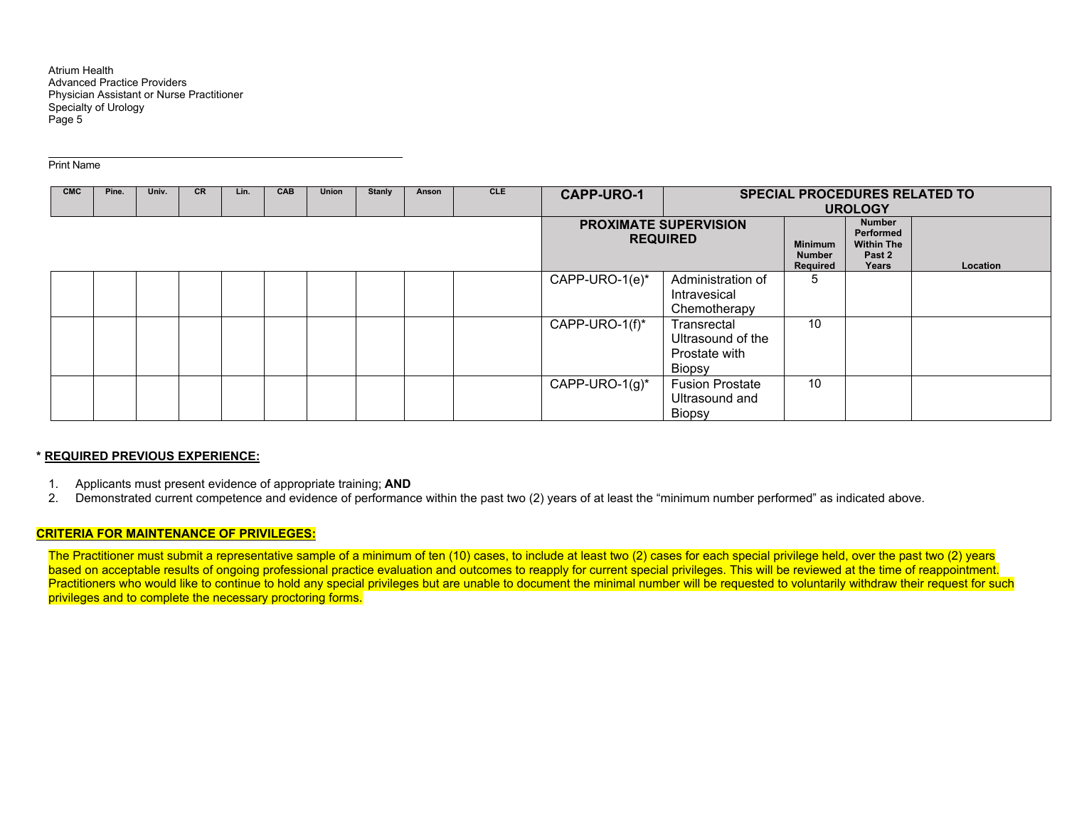Atrium Health
Advanced Practice Providers
Physician Assistant or Nurse Practitioner
Specialty of Urology

______________________________________________

Print Name

| CMC | Pine. | Univ. | CR | Lin. | CAB | Union | Stanly | Anson | CLE | CAPP-URO-1 | SPECIAL PROCEDURES RELATED TO UROLOGY | | | |
|---|---|---|---|---|---|---|---|---|---|---|---|---|---|---|
| | | | | | | | | | | PROXIMATE SUPERVISION REQUIRED | | Minimum Number Required | Number Performed Within The Past 2 Years | Location |
| | | | | | | | | | | CAPP-URO-1(e)* | Administration of Intravesical Chemotherapy | 5 | | |
| | | | | | | | | | | CAPP-URO-1(f)* | Transrectal Ultrasound of the Prostate with Biopsy | 10 | | |
| | | | | | | | | | | CAPP-URO-1(g)* | Fusion Prostate Ultrasound and Biopsy | 10 | | |

**\* REQUIRED PREVIOUS EXPERIENCE:**

1. Applicants must present evidence of appropriate training; **AND**
2. Demonstrated current competence and evidence of performance within the past two (2) years of at least the "minimum number performed" as indicated above.

**CRITERIA FOR MAINTENANCE OF PRIVILEGES:**

The Practitioner must submit a representative sample of a minimum of ten (10) cases, to include at least two (2) cases for each special privilege held, over the past two (2) years based on acceptable results of ongoing professional practice evaluation and outcomes to reapply for current special privileges. This will be reviewed at the time of reappointment. Practitioners who would like to continue to hold any special privileges but are unable to document the minimal number will be requested to voluntarily withdraw their request for such privileges and to complete the necessary proctoring forms.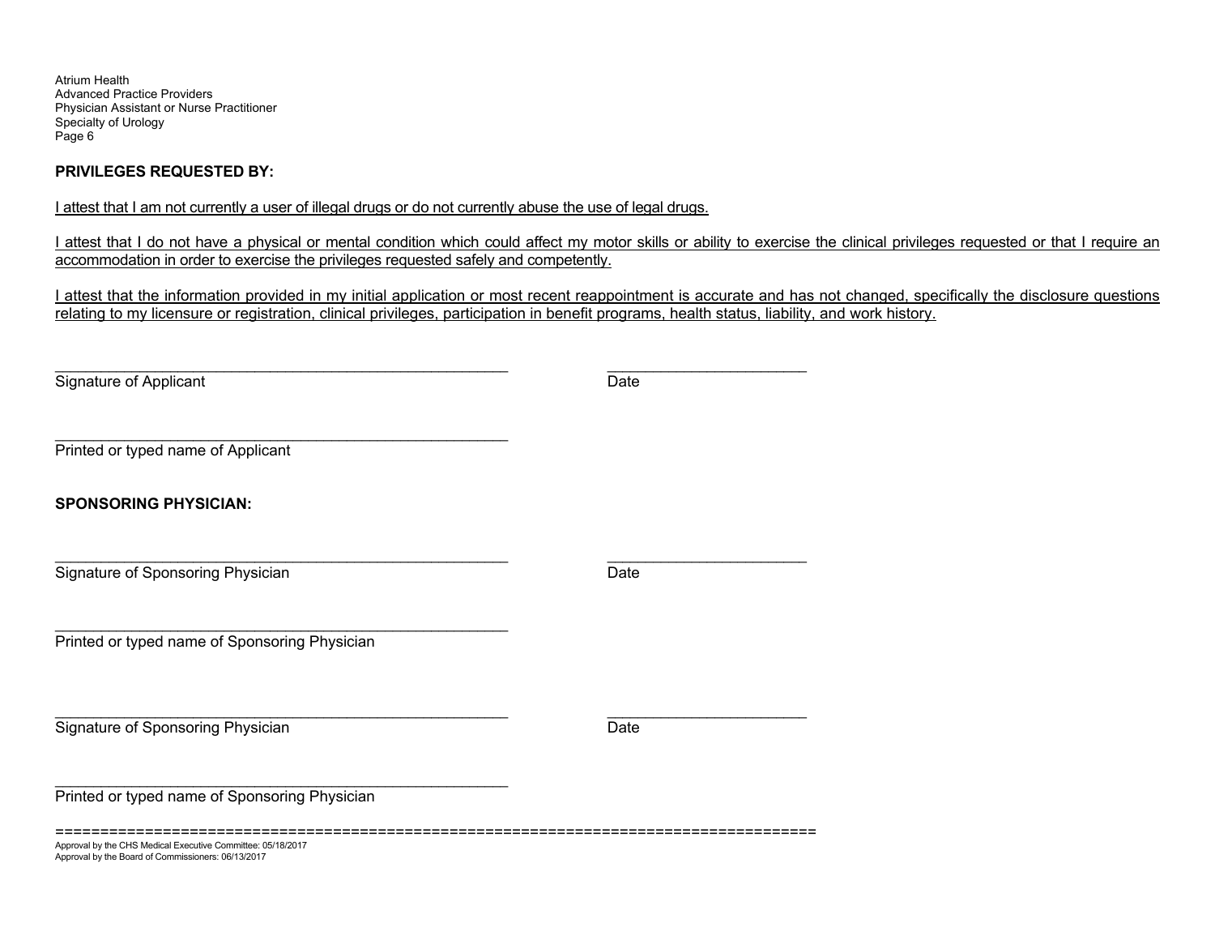**PRIVILEGES REQUESTED BY:**

I attest that I am not currently a user of illegal drugs or do not currently abuse the use of legal drugs.

I attest that I do not have a physical or mental condition which could affect my motor skills or ability to exercise the clinical privileges requested or that I require an accommodation in order to exercise the privileges requested safely and competently.

I attest that the information provided in my initial application or most recent reappointment is accurate and has not changed, specifically the disclosure questions relating to my licensure or registration, clinical privileges, participation in benefit programs, health status, liability, and work history.

_______________________________________________________ &nbsp;&nbsp;&nbsp;&nbsp;&nbsp;&nbsp;&nbsp;&nbsp; ________________________
Signature of Applicant &nbsp;&nbsp;&nbsp;&nbsp;&nbsp;&nbsp;&nbsp;&nbsp; Date

_______________________________________________________
Printed or typed name of Applicant

**SPONSORING PHYSICIAN:**

_______________________________________________________ &nbsp;&nbsp;&nbsp;&nbsp;&nbsp;&nbsp;&nbsp;&nbsp; ________________________
Signature of Sponsoring Physician &nbsp;&nbsp;&nbsp;&nbsp;&nbsp;&nbsp;&nbsp;&nbsp; Date

_______________________________________________________
Printed or typed name of Sponsoring Physician

_______________________________________________________ &nbsp;&nbsp;&nbsp;&nbsp;&nbsp;&nbsp;&nbsp;&nbsp; ________________________
Signature of Sponsoring Physician &nbsp;&nbsp;&nbsp;&nbsp;&nbsp;&nbsp;&nbsp;&nbsp; Date

_______________________________________________________
Printed or typed name of Sponsoring Physician

=====================================================================================

Approval by the CHS Medical Executive Committee: 05/18/2017
Approval by the Board of Commissioners: 06/13/2017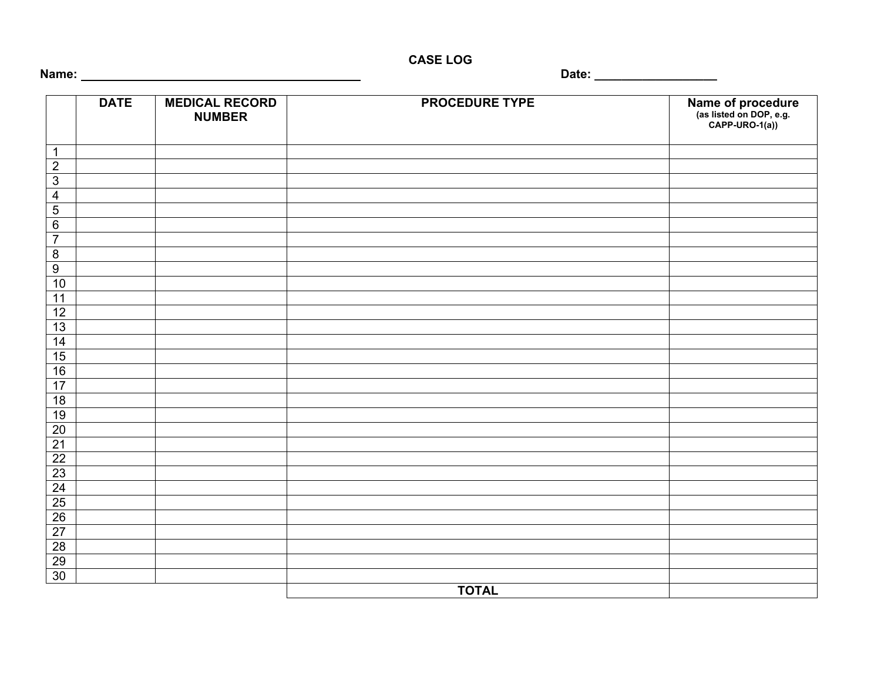# CASE LOG

**Name:** ________________________________________ **Date:** __________________

| | DATE | MEDICAL RECORD NUMBER | PROCEDURE TYPE | Name of procedure (as listed on DOP, e.g. CAPP-URO-1(a)) |
|---|---|---|---|---|
| 1 | | | | |
| 2 | | | | |
| 3 | | | | |
| 4 | | | | |
| 5 | | | | |
| 6 | | | | |
| 7 | | | | |
| 8 | | | | |
| 9 | | | | |
| 10 | | | | |
| 11 | | | | |
| 12 | | | | |
| 13 | | | | |
| 14 | | | | |
| 15 | | | | |
| 16 | | | | |
| 17 | | | | |
| 18 | | | | |
| 19 | | | | |
| 20 | | | | |
| 21 | | | | |
| 22 | | | | |
| 23 | | | | |
| 24 | | | | |
| 25 | | | | |
| 26 | | | | |
| 27 | | | | |
| 28 | | | | |
| 29 | | | | |
| 30 | | | | |
| | | | **TOTAL** | |